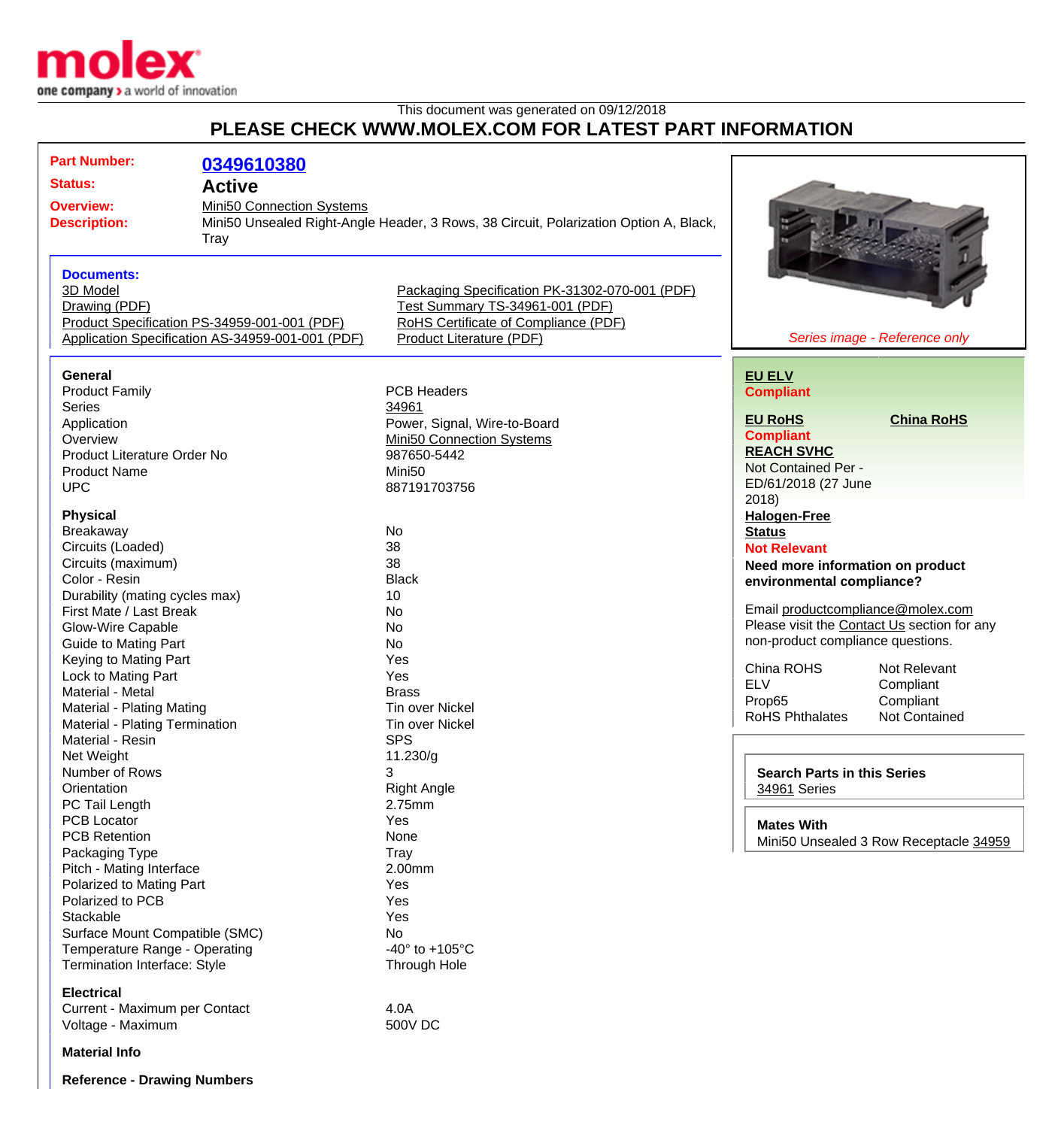This document was generated on 09/12/2018

## PLEASE CHECK WWW.MOLEX.COM FOR LATEST PART INFORMATION

| | |
|---|---|
| **Part Number:** | **0349610380** |
| **Status:** | **Active** |
| **Overview:** | Mini50 Connection Systems |
| **Description:** | Mini50 Unsealed Right-Angle Header, 3 Rows, 38 Circuit, Polarization Option A, Black, Tray |

*Series image - Reference only*

**Documents:**

- 3D Model
- Drawing (PDF)
- Product Specification PS-34959-001-001 (PDF)
- Application Specification AS-34959-001-001 (PDF)
- Packaging Specification PK-31302-070-001 (PDF)
- Test Summary TS-34961-001 (PDF)
- RoHS Certificate of Compliance (PDF)
- Product Literature (PDF)

### General

| | |
|---|---|
| Product Family | PCB Headers |
| Series | 34961 |
| Application | Power, Signal, Wire-to-Board |
| Overview | Mini50 Connection Systems |
| Product Literature Order No | 987650-5442 |
| Product Name | Mini50 |
| UPC | 887191703756 |

### Physical

| | |
|---|---|
| Breakaway | No |
| Circuits (Loaded) | 38 |
| Circuits (maximum) | 38 |
| Color - Resin | Black |
| Durability (mating cycles max) | 10 |
| First Mate / Last Break | No |
| Glow-Wire Capable | No |
| Guide to Mating Part | No |
| Keying to Mating Part | Yes |
| Lock to Mating Part | Yes |
| Material - Metal | Brass |
| Material - Plating Mating | Tin over Nickel |
| Material - Plating Termination | Tin over Nickel |
| Material - Resin | SPS |
| Net Weight | 11.230/g |
| Number of Rows | 3 |
| Orientation | Right Angle |
| PC Tail Length | 2.75mm |
| PCB Locator | Yes |
| PCB Retention | None |
| Packaging Type | Tray |
| Pitch - Mating Interface | 2.00mm |
| Polarized to Mating Part | Yes |
| Polarized to PCB | Yes |
| Stackable | Yes |
| Surface Mount Compatible (SMC) | No |
| Temperature Range - Operating | -40° to +105°C |
| Termination Interface: Style | Through Hole |

### Electrical

| | |
|---|---|
| Current - Maximum per Contact | 4.0A |
| Voltage - Maximum | 500V DC |

### Material Info

### Reference - Drawing Numbers

---

**EU ELV**
**Compliant**

**EU RoHS** **China RoHS**
**Compliant**

**REACH SVHC**
Not Contained Per - ED/61/2018 (27 June 2018)

**Halogen-Free Status**
**Not Relevant**

**Need more information on product environmental compliance?**

Email productcompliance@molex.com
Please visit the Contact Us section for any non-product compliance questions.

| | |
|---|---|
| China ROHS | Not Relevant |
| ELV | Compliant |
| Prop65 | Compliant |
| RoHS Phthalates | Not Contained |

**Search Parts in this Series**
34961 Series

**Mates With**
Mini50 Unsealed 3 Row Receptacle 34959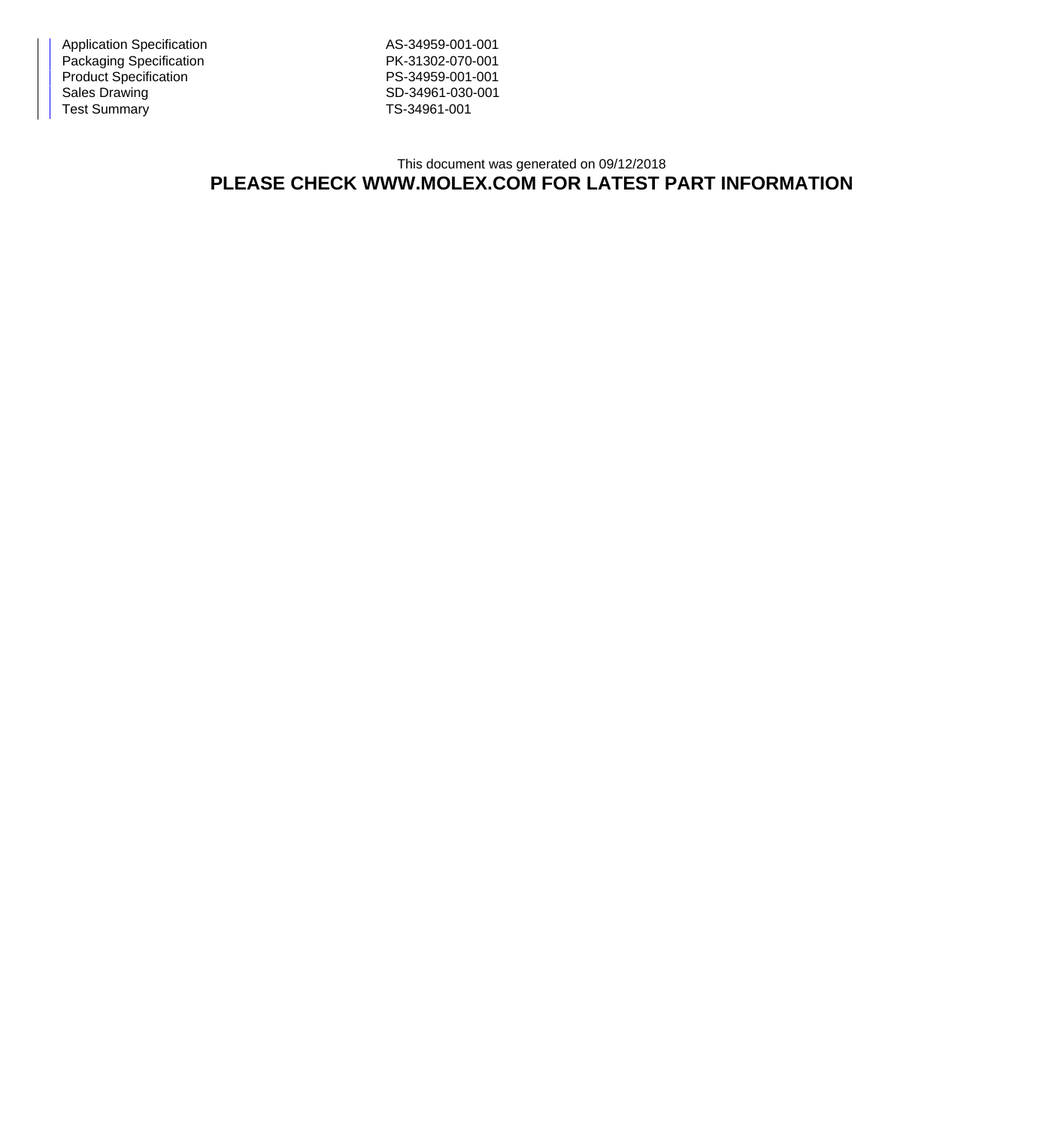| | |
|---|---|
| Application Specification | AS-34959-001-001 |
| Packaging Specification | PK-31302-070-001 |
| Product Specification | PS-34959-001-001 |
| Sales Drawing | SD-34961-030-001 |
| Test Summary | TS-34961-001 |

This document was generated on 09/12/2018

**PLEASE CHECK WWW.MOLEX.COM FOR LATEST PART INFORMATION**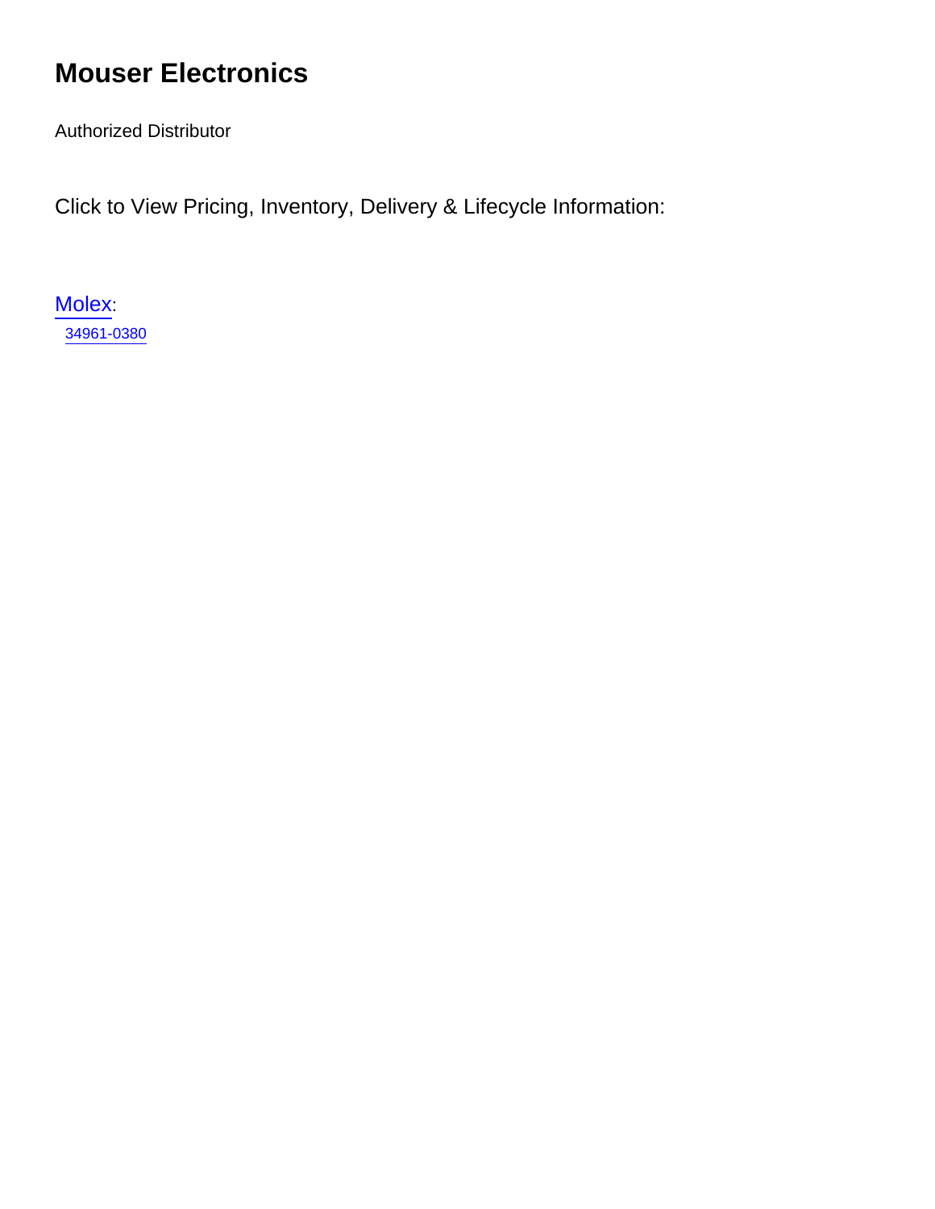# Mouser Electronics

Authorized Distributor

Click to View Pricing, Inventory, Delivery & Lifecycle Information:

Molex:

34961-0380